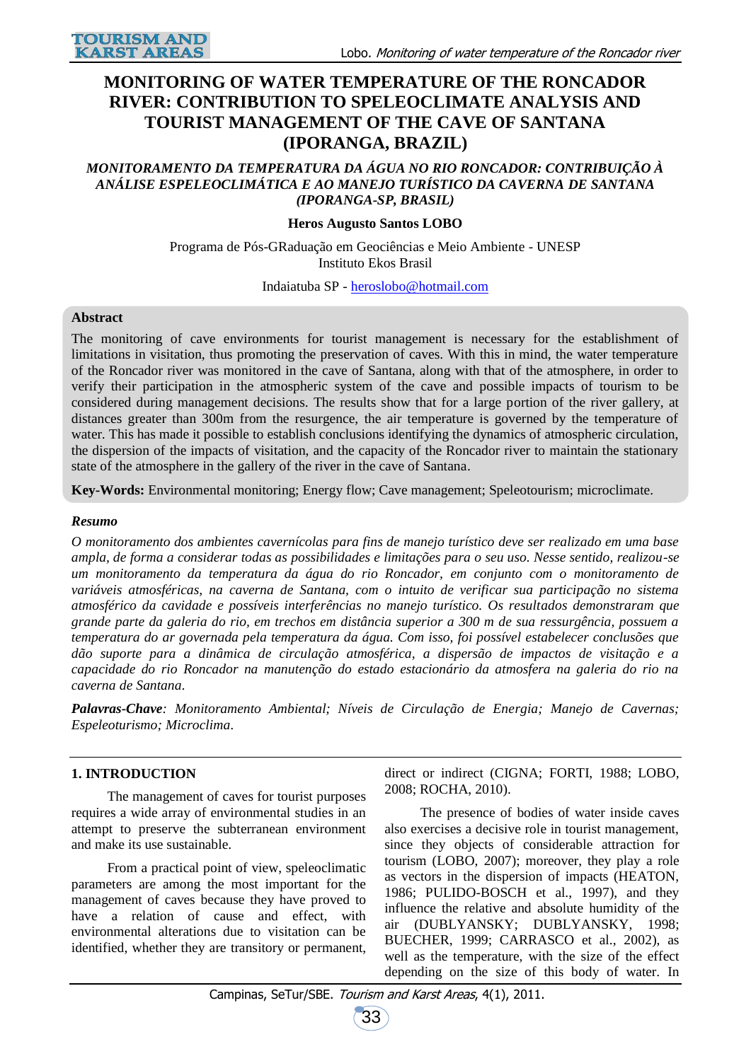# MONITORING OF WATER TEMPERATURE OF THE RONCADOR RIVER: CONTRIBUTION TO SPELEOCLIMATE ANALYSIS AND TOURIST MANAGEMENT OF THE CAVE OF SANTANA (IPORANGA, BRAZIL)

***MONITORAMENTO DA TEMPERATURA DA ÁGUA NO RIO RONCADOR: CONTRIBUIÇÃO À ANÁLISE ESPELEOCLIMÁTICA E AO MANEJO TURÍSTICO DA CAVERNA DE SANTANA (IPORANGA-SP, BRASIL)***

**Heros Augusto Santos LOBO**

Programa de Pós-GRaduação em Geociências e Meio Ambiente - UNESP
Instituto Ekos Brasil

Indaiatuba SP - heroslobo@hotmail.com

**Abstract**

The monitoring of cave environments for tourist management is necessary for the establishment of limitations in visitation, thus promoting the preservation of caves. With this in mind, the water temperature of the Roncador river was monitored in the cave of Santana, along with that of the atmosphere, in order to verify their participation in the atmospheric system of the cave and possible impacts of tourism to be considered during management decisions. The results show that for a large portion of the river gallery, at distances greater than 300m from the resurgence, the air temperature is governed by the temperature of water. This has made it possible to establish conclusions identifying the dynamics of atmospheric circulation, the dispersion of the impacts of visitation, and the capacity of the Roncador river to maintain the stationary state of the atmosphere in the gallery of the river in the cave of Santana.

**Key-Words:** Environmental monitoring; Energy flow; Cave management; Speleotourism; microclimate.

***Resumo***

*O monitoramento dos ambientes cavernícolas para fins de manejo turístico deve ser realizado em uma base ampla, de forma a considerar todas as possibilidades e limitações para o seu uso. Nesse sentido, realizou-se um monitoramento da temperatura da água do rio Roncador, em conjunto com o monitoramento de variáveis atmosféricas, na caverna de Santana, com o intuito de verificar sua participação no sistema atmosférico da cavidade e possíveis interferências no manejo turístico. Os resultados demonstraram que grande parte da galeria do rio, em trechos em distância superior a 300 m de sua ressurgência, possuem a temperatura do ar governada pela temperatura da água. Com isso, foi possível estabelecer conclusões que dão suporte para a dinâmica de circulação atmosférica, a dispersão de impactos de visitação e a capacidade do rio Roncador na manutenção do estado estacionário da atmosfera na galeria do rio na caverna de Santana.*

***Palavras-Chave****: Monitoramento Ambiental; Níveis de Circulação de Energia; Manejo de Cavernas; Espeleoturismo; Microclima.*

## 1. INTRODUCTION

The management of caves for tourist purposes requires a wide array of environmental studies in an attempt to preserve the subterranean environment and make its use sustainable.

From a practical point of view, speleoclimatic parameters are among the most important for the management of caves because they have proved to have a relation of cause and effect, with environmental alterations due to visitation can be identified, whether they are transitory or permanent, direct or indirect (CIGNA; FORTI, 1988; LOBO, 2008; ROCHA, 2010).

The presence of bodies of water inside caves also exercises a decisive role in tourist management, since they objects of considerable attraction for tourism (LOBO, 2007); moreover, they play a role as vectors in the dispersion of impacts (HEATON, 1986; PULIDO-BOSCH et al., 1997), and they influence the relative and absolute humidity of the air (DUBLYANSKY; DUBLYANSKY, 1998; BUECHER, 1999; CARRASCO et al., 2002), as well as the temperature, with the size of the effect depending on the size of this body of water. In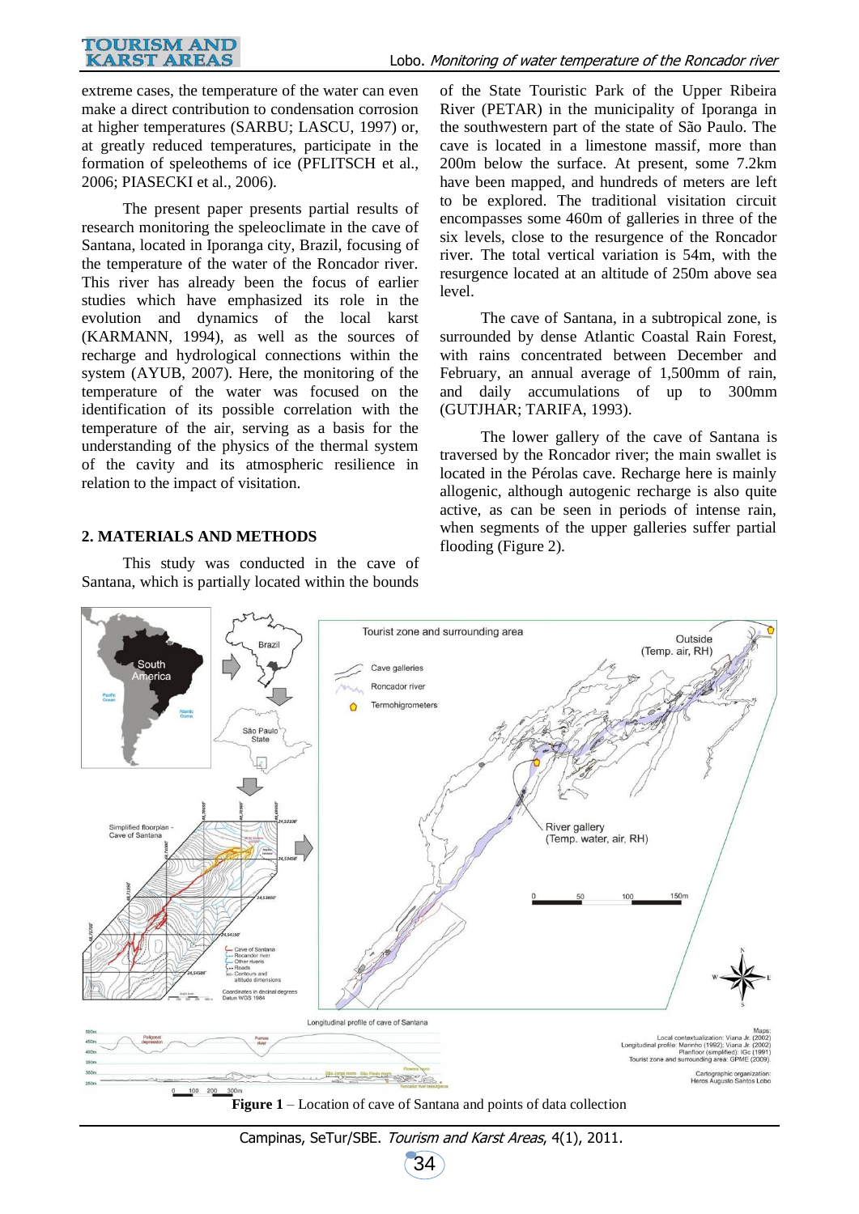extreme cases, the temperature of the water can even make a direct contribution to condensation corrosion at higher temperatures (SARBU; LASCU, 1997) or, at greatly reduced temperatures, participate in the formation of speleothems of ice (PFLITSCH et al., 2006; PIASECKI et al., 2006).

The present paper presents partial results of research monitoring the speleoclimate in the cave of Santana, located in Iporanga city, Brazil, focusing of the temperature of the water of the Roncador river. This river has already been the focus of earlier studies which have emphasized its role in the evolution and dynamics of the local karst (KARMANN, 1994), as well as the sources of recharge and hydrological connections within the system (AYUB, 2007). Here, the monitoring of the temperature of the water was focused on the identification of its possible correlation with the temperature of the air, serving as a basis for the understanding of the physics of the thermal system of the cavity and its atmospheric resilience in relation to the impact of visitation.

## 2. MATERIALS AND METHODS

This study was conducted in the cave of Santana, which is partially located within the bounds of the State Touristic Park of the Upper Ribeira River (PETAR) in the municipality of Iporanga in the southwestern part of the state of São Paulo. The cave is located in a limestone massif, more than 200m below the surface. At present, some 7.2km have been mapped, and hundreds of meters are left to be explored. The traditional visitation circuit encompasses some 460m of galleries in three of the six levels, close to the resurgence of the Roncador river. The total vertical variation is 54m, with the resurgence located at an altitude of 250m above sea level.

The cave of Santana, in a subtropical zone, is surrounded by dense Atlantic Coastal Rain Forest, with rains concentrated between December and February, an annual average of 1,500mm of rain, and daily accumulations of up to 300mm (GUTJHAR; TARIFA, 1993).

The lower gallery of the cave of Santana is traversed by the Roncador river; the main swallet is located in the Pérolas cave. Recharge here is mainly allogenic, although autogenic recharge is also quite active, as can be seen in periods of intense rain, when segments of the upper galleries suffer partial flooding (Figure 2).

**Figure 1** – Location of cave of Santana and points of data collection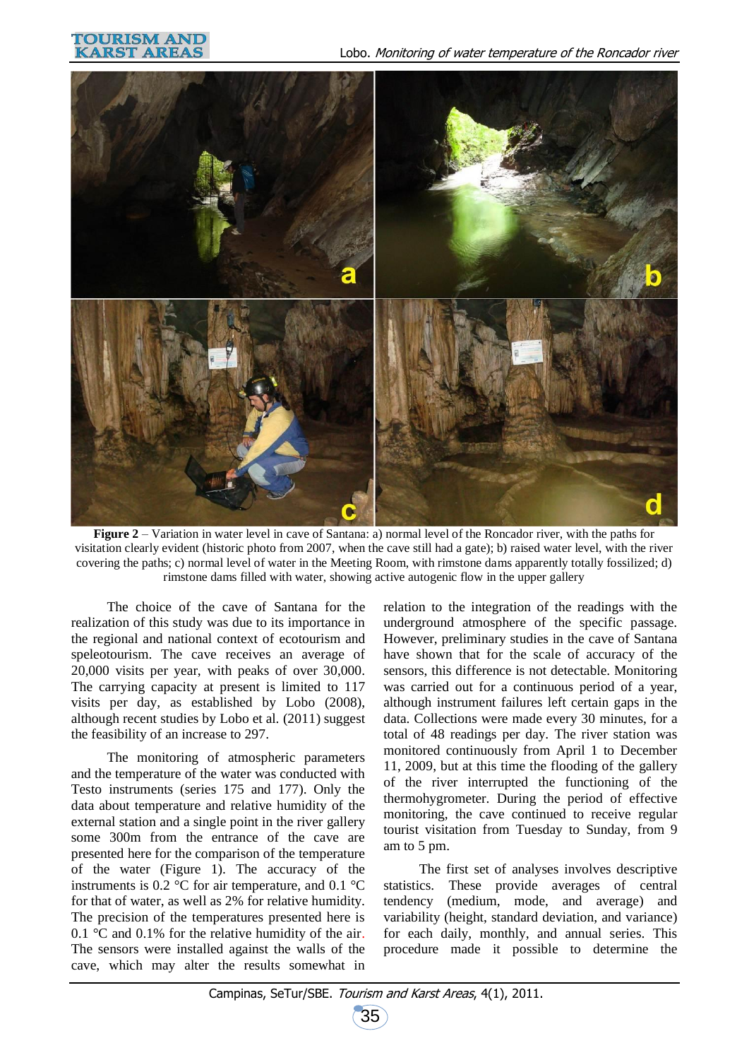**Figure 2** – Variation in water level in cave of Santana: a) normal level of the Roncador river, with the paths for visitation clearly evident (historic photo from 2007, when the cave still had a gate); b) raised water level, with the river covering the paths; c) normal level of water in the Meeting Room, with rimstone dams apparently totally fossilized; d) rimstone dams filled with water, showing active autogenic flow in the upper gallery

The choice of the cave of Santana for the realization of this study was due to its importance in the regional and national context of ecotourism and speleotourism. The cave receives an average of 20,000 visits per year, with peaks of over 30,000. The carrying capacity at present is limited to 117 visits per day, as established by Lobo (2008), although recent studies by Lobo et al. (2011) suggest the feasibility of an increase to 297.

The monitoring of atmospheric parameters and the temperature of the water was conducted with Testo instruments (series 175 and 177). Only the data about temperature and relative humidity of the external station and a single point in the river gallery some 300m from the entrance of the cave are presented here for the comparison of the temperature of the water (Figure 1). The accuracy of the instruments is 0.2 °C for air temperature, and 0.1 °C for that of water, as well as 2% for relative humidity. The precision of the temperatures presented here is 0.1 °C and 0.1% for the relative humidity of the air. The sensors were installed against the walls of the cave, which may alter the results somewhat in relation to the integration of the readings with the underground atmosphere of the specific passage. However, preliminary studies in the cave of Santana have shown that for the scale of accuracy of the sensors, this difference is not detectable. Monitoring was carried out for a continuous period of a year, although instrument failures left certain gaps in the data. Collections were made every 30 minutes, for a total of 48 readings per day. The river station was monitored continuously from April 1 to December 11, 2009, but at this time the flooding of the gallery of the river interrupted the functioning of the thermohygrometer. During the period of effective monitoring, the cave continued to receive regular tourist visitation from Tuesday to Sunday, from 9 am to 5 pm.

The first set of analyses involves descriptive statistics. These provide averages of central tendency (medium, mode, and average) and variability (height, standard deviation, and variance) for each daily, monthly, and annual series. This procedure made it possible to determine the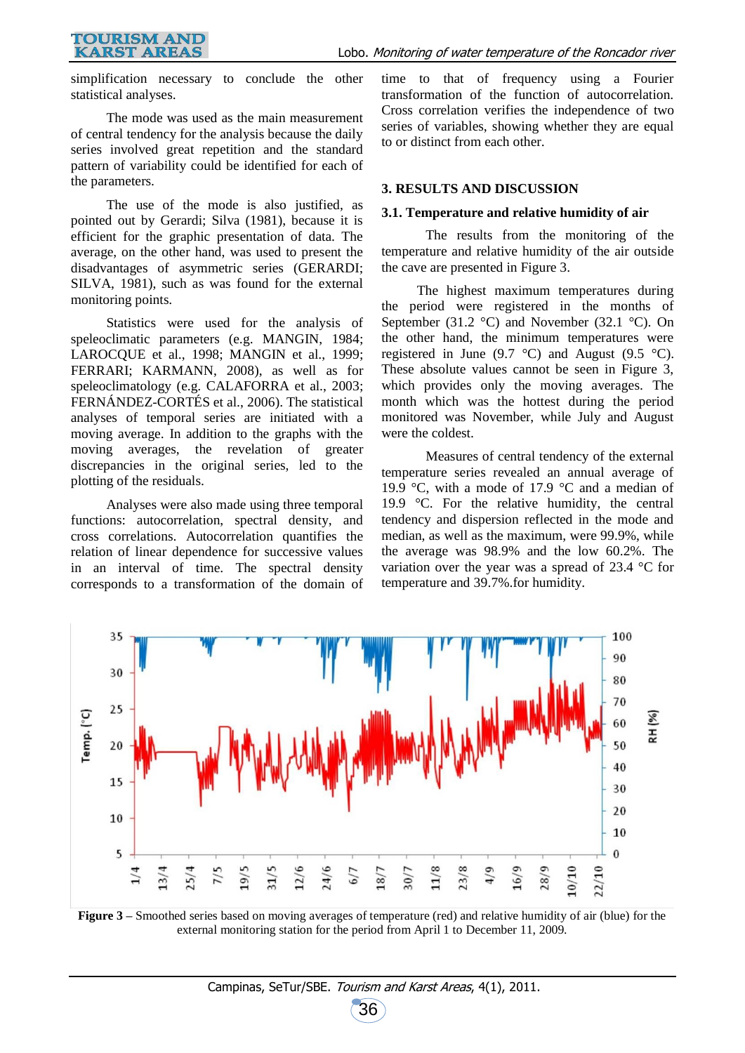simplification necessary to conclude the other statistical analyses.

The mode was used as the main measurement of central tendency for the analysis because the daily series involved great repetition and the standard pattern of variability could be identified for each of the parameters.

The use of the mode is also justified, as pointed out by Gerardi; Silva (1981), because it is efficient for the graphic presentation of data. The average, on the other hand, was used to present the disadvantages of asymmetric series (GERARDI; SILVA, 1981), such as was found for the external monitoring points.

Statistics were used for the analysis of speleoclimatic parameters (e.g. MANGIN, 1984; LAROCQUE et al., 1998; MANGIN et al., 1999; FERRARI; KARMANN, 2008), as well as for speleoclimatology (e.g. CALAFORRA et al., 2003; FERNÁNDEZ-CORTÉS et al., 2006). The statistical analyses of temporal series are initiated with a moving average. In addition to the graphs with the moving averages, the revelation of greater discrepancies in the original series, led to the plotting of the residuals.

Analyses were also made using three temporal functions: autocorrelation, spectral density, and cross correlations. Autocorrelation quantifies the relation of linear dependence for successive values in an interval of time. The spectral density corresponds to a transformation of the domain of time to that of frequency using a Fourier transformation of the function of autocorrelation. Cross correlation verifies the independence of two series of variables, showing whether they are equal to or distinct from each other.

## 3. RESULTS AND DISCUSSION

### 3.1. Temperature and relative humidity of air

The results from the monitoring of the temperature and relative humidity of the air outside the cave are presented in Figure 3.

The highest maximum temperatures during the period were registered in the months of September (31.2 °C) and November (32.1 °C). On the other hand, the minimum temperatures were registered in June (9.7 °C) and August (9.5 °C). These absolute values cannot be seen in Figure 3, which provides only the moving averages. The month which was the hottest during the period monitored was November, while July and August were the coldest.

Measures of central tendency of the external temperature series revealed an annual average of 19.9 °C, with a mode of 17.9 °C and a median of 19.9 °C. For the relative humidity, the central tendency and dispersion reflected in the mode and median, as well as the maximum, were 99.9%, while the average was 98.9% and the low 60.2%. The variation over the year was a spread of 23.4 °C for temperature and 39.7%.for humidity.

**Figure 3** – Smoothed series based on moving averages of temperature (red) and relative humidity of air (blue) for the external monitoring station for the period from April 1 to December 11, 2009.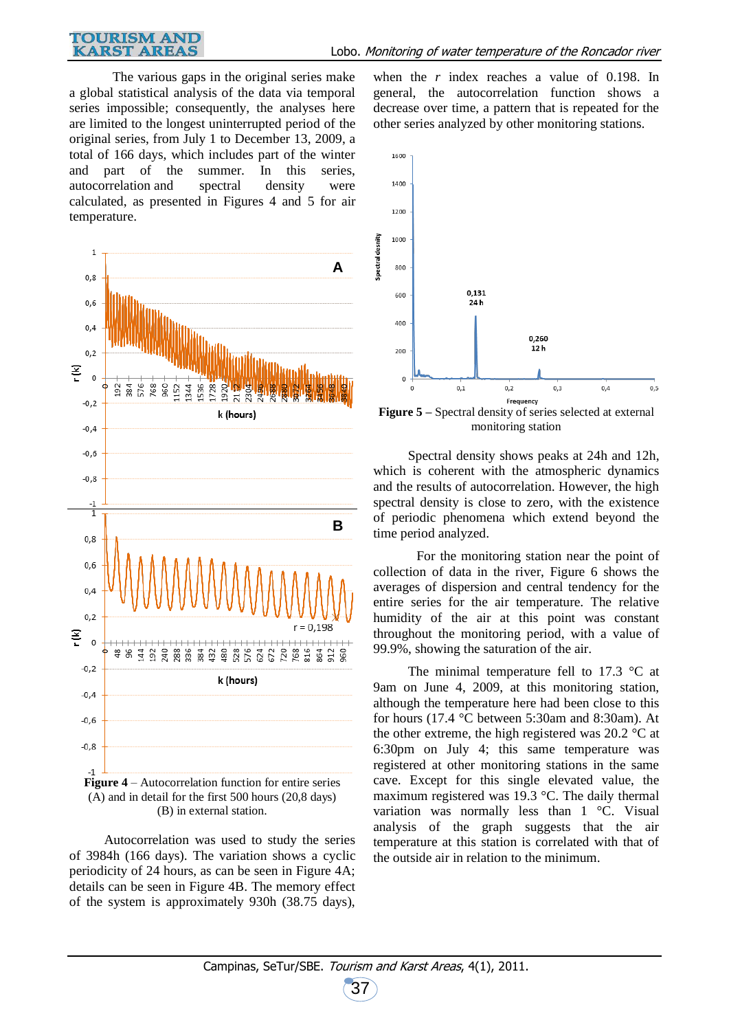The various gaps in the original series make a global statistical analysis of the data via temporal series impossible; consequently, the analyses here are limited to the longest uninterrupted period of the original series, from July 1 to December 13, 2009, a total of 166 days, which includes part of the winter and part of the summer. In this series, autocorrelation and spectral density were calculated, as presented in Figures 4 and 5 for air temperature.

**Figure 4** – Autocorrelation function for entire series (A) and in detail for the first 500 hours (20,8 days) (B) in external station.

Autocorrelation was used to study the series of 3984h (166 days). The variation shows a cyclic periodicity of 24 hours, as can be seen in Figure 4A; details can be seen in Figure 4B. The memory effect of the system is approximately 930h (38.75 days), when the *r* index reaches a value of 0.198. In general, the autocorrelation function shows a decrease over time, a pattern that is repeated for the other series analyzed by other monitoring stations.

**Figure 5** – Spectral density of series selected at external monitoring station

Spectral density shows peaks at 24h and 12h, which is coherent with the atmospheric dynamics and the results of autocorrelation. However, the high spectral density is close to zero, with the existence of periodic phenomena which extend beyond the time period analyzed.

For the monitoring station near the point of collection of data in the river, Figure 6 shows the averages of dispersion and central tendency for the entire series for the air temperature. The relative humidity of the air at this point was constant throughout the monitoring period, with a value of 99.9%, showing the saturation of the air.

The minimal temperature fell to 17.3 °C at 9am on June 4, 2009, at this monitoring station, although the temperature here had been close to this for hours (17.4 °C between 5:30am and 8:30am). At the other extreme, the high registered was 20.2 °C at 6:30pm on July 4; this same temperature was registered at other monitoring stations in the same cave. Except for this single elevated value, the maximum registered was 19.3 °C. The daily thermal variation was normally less than 1 °C. Visual analysis of the graph suggests that the air temperature at this station is correlated with that of the outside air in relation to the minimum.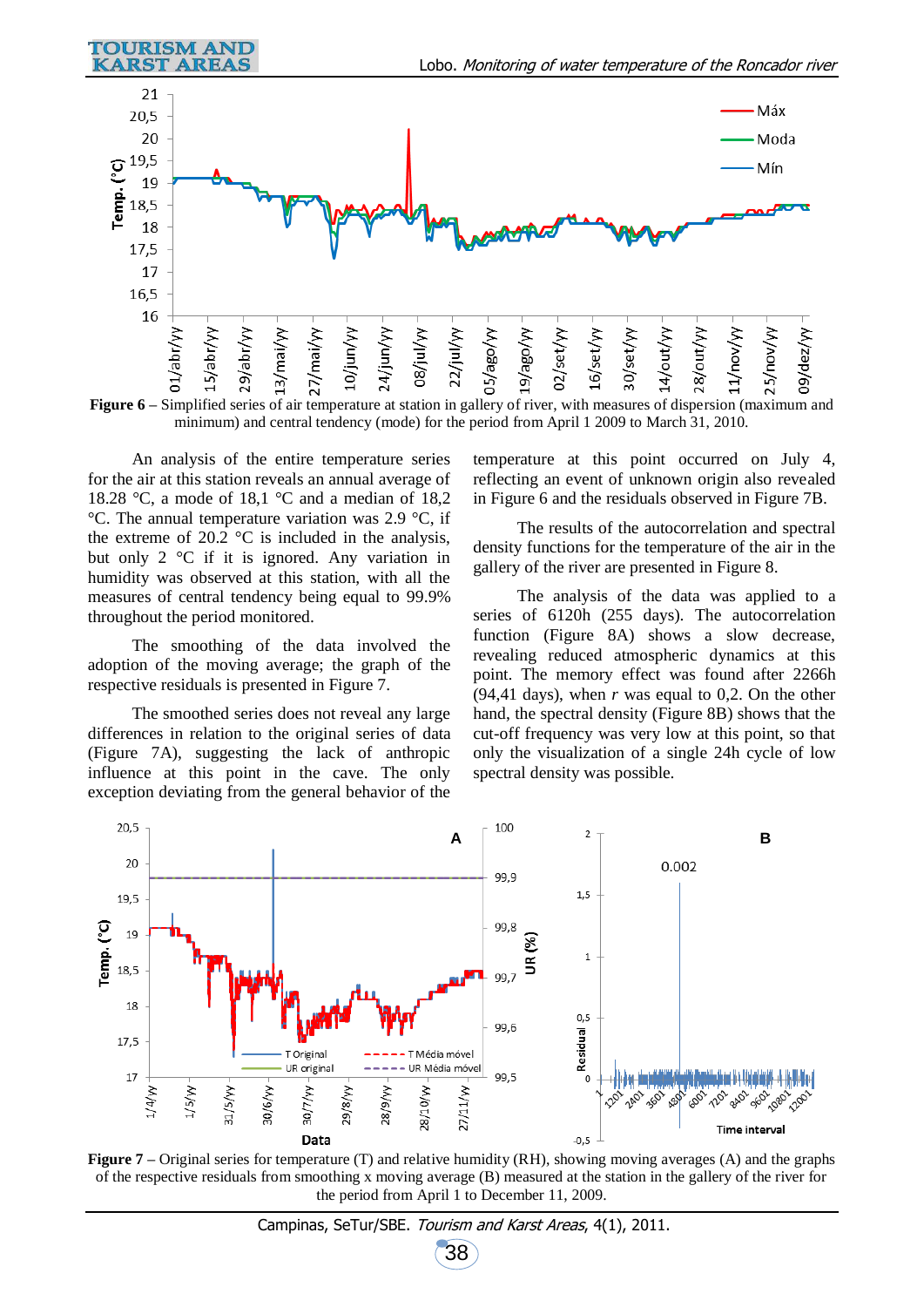**Figure 6** – Simplified series of air temperature at station in gallery of river, with measures of dispersion (maximum and minimum) and central tendency (mode) for the period from April 1 2009 to March 31, 2010.

An analysis of the entire temperature series for the air at this station reveals an annual average of 18.28 °C, a mode of 18,1 °C and a median of 18,2 °C. The annual temperature variation was 2.9 °C, if the extreme of 20.2 °C is included in the analysis, but only 2 °C if it is ignored. Any variation in humidity was observed at this station, with all the measures of central tendency being equal to 99.9% throughout the period monitored.

The smoothing of the data involved the adoption of the moving average; the graph of the respective residuals is presented in Figure 7.

The smoothed series does not reveal any large differences in relation to the original series of data (Figure 7A), suggesting the lack of anthropic influence at this point in the cave. The only exception deviating from the general behavior of the temperature at this point occurred on July 4, reflecting an event of unknown origin also revealed in Figure 6 and the residuals observed in Figure 7B.

The results of the autocorrelation and spectral density functions for the temperature of the air in the gallery of the river are presented in Figure 8.

The analysis of the data was applied to a series of 6120h (255 days). The autocorrelation function (Figure 8A) shows a slow decrease, revealing reduced atmospheric dynamics at this point. The memory effect was found after 2266h (94,41 days), when $r$ was equal to 0,2. On the other hand, the spectral density (Figure 8B) shows that the cut-off frequency was very low at this point, so that only the visualization of a single 24h cycle of low spectral density was possible.

**Figure 7** – Original series for temperature (T) and relative humidity (RH), showing moving averages (A) and the graphs of the respective residuals from smoothing x moving average (B) measured at the station in the gallery of the river for the period from April 1 to December 11, 2009.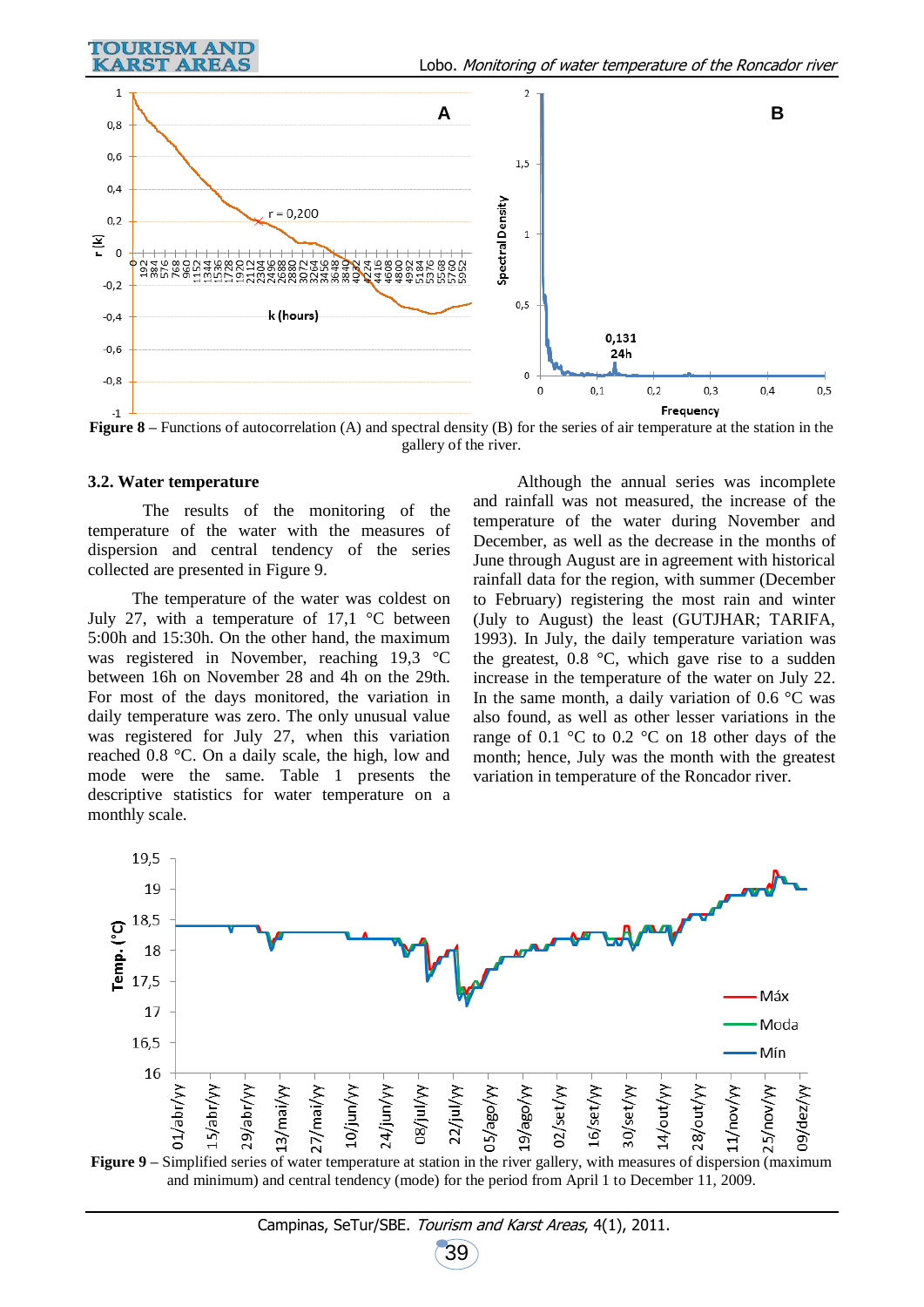**Figure 8** – Functions of autocorrelation (A) and spectral density (B) for the series of air temperature at the station in the gallery of the river.

### 3.2. Water temperature

The results of the monitoring of the temperature of the water with the measures of dispersion and central tendency of the series collected are presented in Figure 9.

The temperature of the water was coldest on July 27, with a temperature of 17,1 °C between 5:00h and 15:30h. On the other hand, the maximum was registered in November, reaching 19,3 °C between 16h on November 28 and 4h on the 29th. For most of the days monitored, the variation in daily temperature was zero. The only unusual value was registered for July 27, when this variation reached 0.8 °C. On a daily scale, the high, low and mode were the same. Table 1 presents the descriptive statistics for water temperature on a monthly scale.

Although the annual series was incomplete and rainfall was not measured, the increase of the temperature of the water during November and December, as well as the decrease in the months of June through August are in agreement with historical rainfall data for the region, with summer (December to February) registering the most rain and winter (July to August) the least (GUTJHAR; TARIFA, 1993). In July, the daily temperature variation was the greatest, 0.8 °C, which gave rise to a sudden increase in the temperature of the water on July 22. In the same month, a daily variation of 0.6 °C was also found, as well as other lesser variations in the range of 0.1 °C to 0.2 °C on 18 other days of the month; hence, July was the month with the greatest variation in temperature of the Roncador river.

**Figure 9** – Simplified series of water temperature at station in the river gallery, with measures of dispersion (maximum and minimum) and central tendency (mode) for the period from April 1 to December 11, 2009.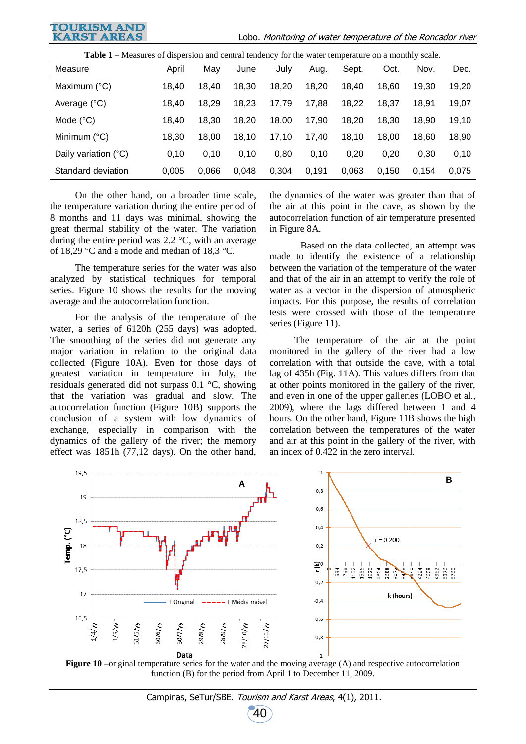**Table 1** – Measures of dispersion and central tendency for the water temperature on a monthly scale.

| Measure | April | May | June | July | Aug. | Sept. | Oct. | Nov. | Dec. |
|---|---|---|---|---|---|---|---|---|---|
| Maximum (°C) | 18,40 | 18,40 | 18,30 | 18,20 | 18,20 | 18,40 | 18,60 | 19,30 | 19,20 |
| Average (°C) | 18,40 | 18,29 | 18,23 | 17,79 | 17,88 | 18,22 | 18,37 | 18,91 | 19,07 |
| Mode (°C) | 18,40 | 18,30 | 18,20 | 18,00 | 17,90 | 18,20 | 18,30 | 18,90 | 19,10 |
| Minimum (°C) | 18,30 | 18,00 | 18,10 | 17,10 | 17,40 | 18,10 | 18,00 | 18,60 | 18,90 |
| Daily variation (°C) | 0,10 | 0,10 | 0,10 | 0,80 | 0,10 | 0,20 | 0,20 | 0,30 | 0,10 |
| Standard deviation | 0,005 | 0,066 | 0,048 | 0,304 | 0,191 | 0,063 | 0,150 | 0,154 | 0,075 |

On the other hand, on a broader time scale, the temperature variation during the entire period of 8 months and 11 days was minimal, showing the great thermal stability of the water. The variation during the entire period was 2.2 °C, with an average of 18,29 °C and a mode and median of 18,3 °C.

The temperature series for the water was also analyzed by statistical techniques for temporal series. Figure 10 shows the results for the moving average and the autocorrelation function.

For the analysis of the temperature of the water, a series of 6120h (255 days) was adopted. The smoothing of the series did not generate any major variation in relation to the original data collected (Figure 10A). Even for those days of greatest variation in temperature in July, the residuals generated did not surpass 0.1 °C, showing that the variation was gradual and slow. The autocorrelation function (Figure 10B) supports the conclusion of a system with low dynamics of exchange, especially in comparison with the dynamics of the gallery of the river; the memory effect was 1851h (77,12 days). On the other hand, the dynamics of the water was greater than that of the air at this point in the cave, as shown by the autocorrelation function of air temperature presented in Figure 8A.

Based on the data collected, an attempt was made to identify the existence of a relationship between the variation of the temperature of the water and that of the air in an attempt to verify the role of water as a vector in the dispersion of atmospheric impacts. For this purpose, the results of correlation tests were crossed with those of the temperature series (Figure 11).

The temperature of the air at the point monitored in the gallery of the river had a low correlation with that outside the cave, with a total lag of 435h (Fig. 11A). This values differs from that at other points monitored in the gallery of the river, and even in one of the upper galleries (LOBO et al., 2009), where the lags differed between 1 and 4 hours. On the other hand, Figure 11B shows the high correlation between the temperatures of the water and air at this point in the gallery of the river, with an index of 0.422 in the zero interval.

**Figure 10** –original temperature series for the water and the moving average (A) and respective autocorrelation function (B) for the period from April 1 to December 11, 2009.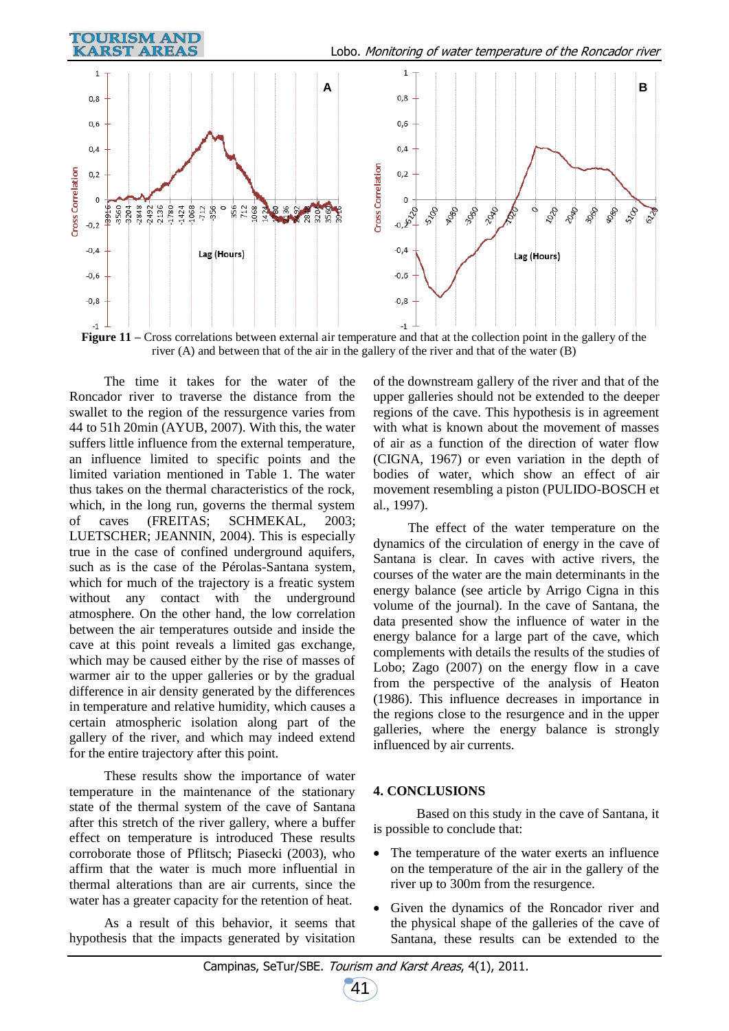**Figure 11** – Cross correlations between external air temperature and that at the collection point in the gallery of the river (A) and between that of the air in the gallery of the river and that of the water (B)

The time it takes for the water of the Roncador river to traverse the distance from the swallet to the region of the ressurgence varies from 44 to 51h 20min (AYUB, 2007). With this, the water suffers little influence from the external temperature, an influence limited to specific points and the limited variation mentioned in Table 1. The water thus takes on the thermal characteristics of the rock, which, in the long run, governs the thermal system of caves (FREITAS; SCHMEKAL, 2003; LUETSCHER; JEANNIN, 2004). This is especially true in the case of confined underground aquifers, such as is the case of the Pérolas-Santana system, which for much of the trajectory is a freatic system without any contact with the underground atmosphere. On the other hand, the low correlation between the air temperatures outside and inside the cave at this point reveals a limited gas exchange, which may be caused either by the rise of masses of warmer air to the upper galleries or by the gradual difference in air density generated by the differences in temperature and relative humidity, which causes a certain atmospheric isolation along part of the gallery of the river, and which may indeed extend for the entire trajectory after this point.

These results show the importance of water temperature in the maintenance of the stationary state of the thermal system of the cave of Santana after this stretch of the river gallery, where a buffer effect on temperature is introduced These results corroborate those of Pflitsch; Piasecki (2003), who affirm that the water is much more influential in thermal alterations than are air currents, since the water has a greater capacity for the retention of heat.

As a result of this behavior, it seems that hypothesis that the impacts generated by visitation of the downstream gallery of the river and that of the upper galleries should not be extended to the deeper regions of the cave. This hypothesis is in agreement with what is known about the movement of masses of air as a function of the direction of water flow (CIGNA, 1967) or even variation in the depth of bodies of water, which show an effect of air movement resembling a piston (PULIDO-BOSCH et al., 1997).

The effect of the water temperature on the dynamics of the circulation of energy in the cave of Santana is clear. In caves with active rivers, the courses of the water are the main determinants in the energy balance (see article by Arrigo Cigna in this volume of the journal). In the cave of Santana, the data presented show the influence of water in the energy balance for a large part of the cave, which complements with details the results of the studies of Lobo; Zago (2007) on the energy flow in a cave from the perspective of the analysis of Heaton (1986). This influence decreases in importance in the regions close to the resurgence and in the upper galleries, where the energy balance is strongly influenced by air currents.

## 4. CONCLUSIONS

Based on this study in the cave of Santana, it is possible to conclude that:

- The temperature of the water exerts an influence on the temperature of the air in the gallery of the river up to 300m from the resurgence.
- Given the dynamics of the Roncador river and the physical shape of the galleries of the cave of Santana, these results can be extended to the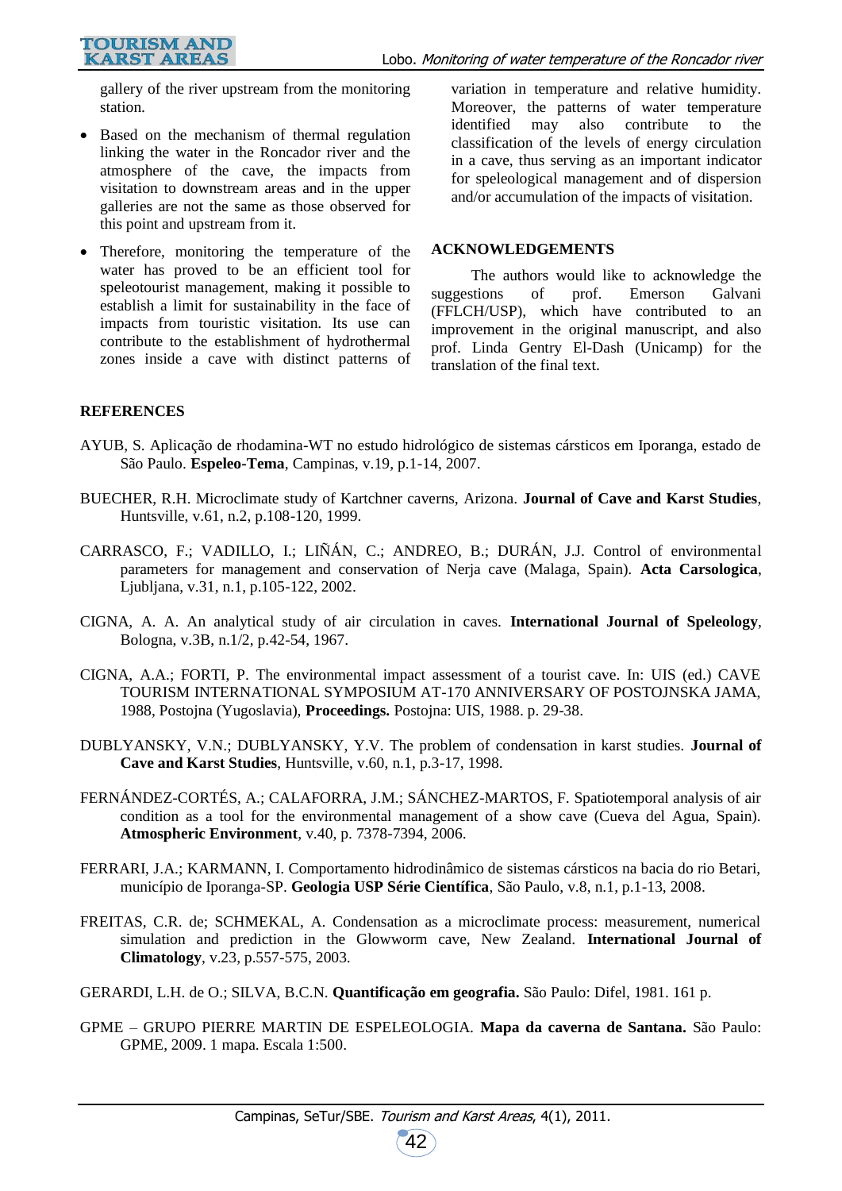gallery of the river upstream from the monitoring station.

- Based on the mechanism of thermal regulation linking the water in the Roncador river and the atmosphere of the cave, the impacts from visitation to downstream areas and in the upper galleries are not the same as those observed for this point and upstream from it.
- Therefore, monitoring the temperature of the water has proved to be an efficient tool for speleotourist management, making it possible to establish a limit for sustainability in the face of impacts from touristic visitation. Its use can contribute to the establishment of hydrothermal zones inside a cave with distinct patterns of variation in temperature and relative humidity. Moreover, the patterns of water temperature identified may also contribute to the classification of the levels of energy circulation in a cave, thus serving as an important indicator for speleological management and of dispersion and/or accumulation of the impacts of visitation.

## ACKNOWLEDGEMENTS

The authors would like to acknowledge the suggestions of prof. Emerson Galvani (FFLCH/USP), which have contributed to an improvement in the original manuscript, and also prof. Linda Gentry El-Dash (Unicamp) for the translation of the final text.

## REFERENCES

AYUB, S. Aplicação de rhodamina-WT no estudo hidrológico de sistemas cársticos em Iporanga, estado de São Paulo. **Espeleo-Tema**, Campinas, v.19, p.1-14, 2007.

BUECHER, R.H. Microclimate study of Kartchner caverns, Arizona. **Journal of Cave and Karst Studies**, Huntsville, v.61, n.2, p.108-120, 1999.

CARRASCO, F.; VADILLO, I.; LIÑÁN, C.; ANDREO, B.; DURÁN, J.J. Control of environmental parameters for management and conservation of Nerja cave (Malaga, Spain). **Acta Carsologica**, Ljubljana, v.31, n.1, p.105-122, 2002.

CIGNA, A. A. An analytical study of air circulation in caves. **International Journal of Speleology**, Bologna, v.3B, n.1/2, p.42-54, 1967.

CIGNA, A.A.; FORTI, P. The environmental impact assessment of a tourist cave. In: UIS (ed.) CAVE TOURISM INTERNATIONAL SYMPOSIUM AT-170 ANNIVERSARY OF POSTOJNSKA JAMA, 1988, Postojna (Yugoslavia), **Proceedings.** Postojna: UIS, 1988. p. 29-38.

DUBLYANSKY, V.N.; DUBLYANSKY, Y.V. The problem of condensation in karst studies. **Journal of Cave and Karst Studies**, Huntsville, v.60, n.1, p.3-17, 1998.

FERNÁNDEZ-CORTÉS, A.; CALAFORRA, J.M.; SÁNCHEZ-MARTOS, F. Spatiotemporal analysis of air condition as a tool for the environmental management of a show cave (Cueva del Agua, Spain). **Atmospheric Environment**, v.40, p. 7378-7394, 2006.

FERRARI, J.A.; KARMANN, I. Comportamento hidrodinâmico de sistemas cársticos na bacia do rio Betari, município de Iporanga-SP. **Geologia USP Série Científica**, São Paulo, v.8, n.1, p.1-13, 2008.

FREITAS, C.R. de; SCHMEKAL, A. Condensation as a microclimate process: measurement, numerical simulation and prediction in the Glowworm cave, New Zealand. **International Journal of Climatology**, v.23, p.557-575, 2003.

GERARDI, L.H. de O.; SILVA, B.C.N. **Quantificação em geografia.** São Paulo: Difel, 1981. 161 p.

GPME – GRUPO PIERRE MARTIN DE ESPELEOLOGIA. **Mapa da caverna de Santana.** São Paulo: GPME, 2009. 1 mapa. Escala 1:500.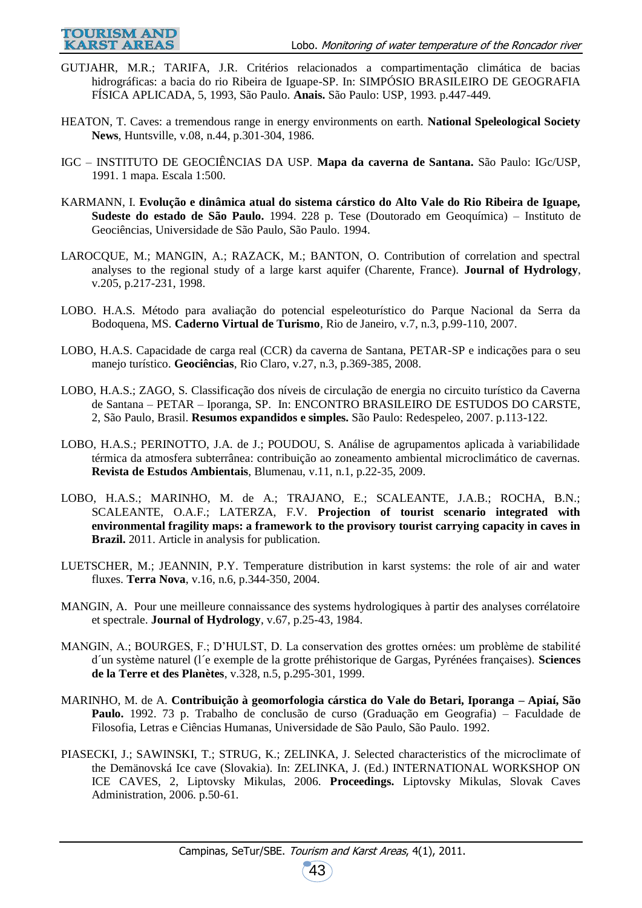GUTJAHR, M.R.; TARIFA, J.R. Critérios relacionados a compartimentação climática de bacias hidrográficas: a bacia do rio Ribeira de Iguape-SP. In: SIMPÓSIO BRASILEIRO DE GEOGRAFIA FÍSICA APLICADA, 5, 1993, São Paulo. **Anais.** São Paulo: USP, 1993. p.447-449.

HEATON, T. Caves: a tremendous range in energy environments on earth. **National Speleological Society News**, Huntsville, v.08, n.44, p.301-304, 1986.

IGC – INSTITUTO DE GEOCIÊNCIAS DA USP. **Mapa da caverna de Santana.** São Paulo: IGc/USP, 1991. 1 mapa. Escala 1:500.

KARMANN, I. **Evolução e dinâmica atual do sistema cárstico do Alto Vale do Rio Ribeira de Iguape, Sudeste do estado de São Paulo.** 1994. 228 p. Tese (Doutorado em Geoquímica) – Instituto de Geociências, Universidade de São Paulo, São Paulo. 1994.

LAROCQUE, M.; MANGIN, A.; RAZACK, M.; BANTON, O. Contribution of correlation and spectral analyses to the regional study of a large karst aquifer (Charente, France). **Journal of Hydrology**, v.205, p.217-231, 1998.

LOBO. H.A.S. Método para avaliação do potencial espeleoturístico do Parque Nacional da Serra da Bodoquena, MS. **Caderno Virtual de Turismo**, Rio de Janeiro, v.7, n.3, p.99-110, 2007.

LOBO, H.A.S. Capacidade de carga real (CCR) da caverna de Santana, PETAR-SP e indicações para o seu manejo turístico. **Geociências**, Rio Claro, v.27, n.3, p.369-385, 2008.

LOBO, H.A.S.; ZAGO, S. Classificação dos níveis de circulação de energia no circuito turístico da Caverna de Santana – PETAR – Iporanga, SP. In: ENCONTRO BRASILEIRO DE ESTUDOS DO CARSTE, 2, São Paulo, Brasil. **Resumos expandidos e simples.** São Paulo: Redespeleo, 2007. p.113-122.

LOBO, H.A.S.; PERINOTTO, J.A. de J.; POUDOU, S. Análise de agrupamentos aplicada à variabilidade térmica da atmosfera subterrânea: contribuição ao zoneamento ambiental microclimático de cavernas. **Revista de Estudos Ambientais**, Blumenau, v.11, n.1, p.22-35, 2009.

LOBO, H.A.S.; MARINHO, M. de A.; TRAJANO, E.; SCALEANTE, J.A.B.; ROCHA, B.N.; SCALEANTE, O.A.F.; LATERZA, F.V. **Projection of tourist scenario integrated with environmental fragility maps: a framework to the provisory tourist carrying capacity in caves in Brazil.** 2011. Article in analysis for publication.

LUETSCHER, M.; JEANNIN, P.Y. Temperature distribution in karst systems: the role of air and water fluxes. **Terra Nova**, v.16, n.6, p.344-350, 2004.

MANGIN, A. Pour une meilleure connaissance des systems hydrologiques à partir des analyses corrélatoire et spectrale. **Journal of Hydrology**, v.67, p.25-43, 1984.

MANGIN, A.; BOURGES, F.; D'HULST, D. La conservation des grottes ornées: um problème de stabilité d´un système naturel (l´e exemple de la grotte préhistorique de Gargas, Pyrénées françaises). **Sciences de la Terre et des Planètes**, v.328, n.5, p.295-301, 1999.

MARINHO, M. de A. **Contribuição à geomorfologia cárstica do Vale do Betari, Iporanga – Apiaí, São Paulo.** 1992. 73 p. Trabalho de conclusão de curso (Graduação em Geografia) – Faculdade de Filosofia, Letras e Ciências Humanas, Universidade de São Paulo, São Paulo. 1992.

PIASECKI, J.; SAWINSKI, T.; STRUG, K.; ZELINKA, J. Selected characteristics of the microclimate of the Demänovská Ice cave (Slovakia). In: ZELINKA, J. (Ed.) INTERNATIONAL WORKSHOP ON ICE CAVES, 2, Liptovsky Mikulas, 2006. **Proceedings.** Liptovsky Mikulas, Slovak Caves Administration, 2006. p.50-61.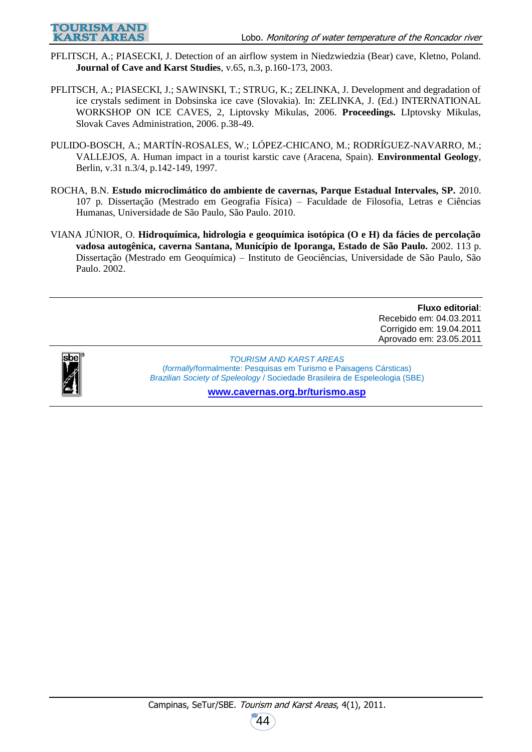PFLITSCH, A.; PIASECKI, J. Detection of an airflow system in Niedzwiedzia (Bear) cave, Kletno, Poland. **Journal of Cave and Karst Studies**, v.65, n.3, p.160-173, 2003.

PFLITSCH, A.; PIASECKI, J.; SAWINSKI, T.; STRUG, K.; ZELINKA, J. Development and degradation of ice crystals sediment in Dobsinska ice cave (Slovakia). In: ZELINKA, J. (Ed.) INTERNATIONAL WORKSHOP ON ICE CAVES, 2, Liptovsky Mikulas, 2006. **Proceedings.** LIptovsky Mikulas, Slovak Caves Administration, 2006. p.38-49.

PULIDO-BOSCH, A.; MARTÍN-ROSALES, W.; LÓPEZ-CHICANO, M.; RODRÍGUEZ-NAVARRO, M.; VALLEJOS, A. Human impact in a tourist karstic cave (Aracena, Spain). **Environmental Geology**, Berlin, v.31 n.3/4, p.142-149, 1997.

ROCHA, B.N. **Estudo microclimático do ambiente de cavernas, Parque Estadual Intervales, SP.** 2010. 107 p. Dissertação (Mestrado em Geografia Física) – Faculdade de Filosofia, Letras e Ciências Humanas, Universidade de São Paulo, São Paulo. 2010.

VIANA JÚNIOR, O. **Hidroquímica, hidrologia e geoquímica isotópica (O e H) da fácies de percolação vadosa autogênica, caverna Santana, Município de Iporanga, Estado de São Paulo.** 2002. 113 p. Dissertação (Mestrado em Geoquímica) – Instituto de Geociências, Universidade de São Paulo, São Paulo. 2002.

---

**Fluxo editorial**:
Recebido em: 04.03.2011
Corrigido em: 19.04.2011
Aprovado em: 23.05.2011

---

*TOURISM AND KARST AREAS*
(*formally*/formalmente: Pesquisas em Turismo e Paisagens Cársticas)
*Brazilian Society of Speleology* / Sociedade Brasileira de Espeleologia (SBE)

**www.cavernas.org.br/turismo.asp**